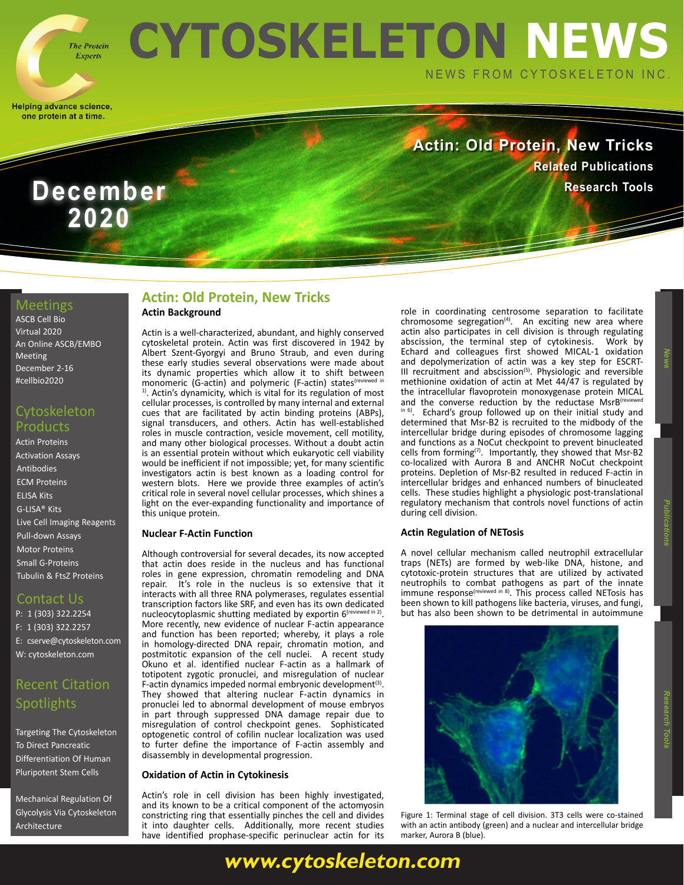# CYTOSKELETON NEWS

NEWS FROM CYTOSKELETON INC.

The Protein Experts

Helping advance science, one protein at a time.

**December 2020**

**Actin: Old Protein, New Tricks**
**Related Publications**
**Research Tools**

## Meetings

ASCB Cell Bio Virtual 2020
An Online ASCB/EMBO Meeting
December 2-16
#cellbio2020

## Cytoskeleton Products

- Actin Proteins
- Activation Assays
- Antibodies
- ECM Proteins
- ELISA Kits
- G-LISA® Kits
- Live Cell Imaging Reagents
- Pull-down Assays
- Motor Proteins
- Small G-Proteins
- Tubulin & FtsZ Proteins

## Contact Us

P: 1 (303) 322.2254
F: 1 (303) 322.2257
E: cserve@cytoskeleton.com
W: cytoskeleton.com

## Recent Citation Spotlights

Targeting The Cytoskeleton To Direct Pancreatic Differentiation Of Human Pluripotent Stem Cells

Mechanical Regulation Of Glycolysis Via Cytoskeleton Architecture

## Actin: Old Protein, New Tricks

### Actin Background

Actin is a well-characterized, abundant, and highly conserved cytoskeletal protein. Actin was first discovered in 1942 by Albert Szent-Gyorgyi and Bruno Straub, and even during these early studies several observations were made about its dynamic properties which allow it to shift between monomeric (G-actin) and polymeric (F-actin) states[reviewed in 1]. Actin's dynamicity, which is vital for its regulation of most cellular processes, is controlled by many internal and external cues that are facilitated by actin binding proteins (ABPs), signal transducers, and others. Actin has well-established roles in muscle contraction, vesicle movement, cell motility, and many other biological processes. Without a doubt actin is an essential protein without which eukaryotic cell viability would be inefficient if not impossible; yet, for many scientific investigators actin is best known as a loading control for western blots. Here we provide three examples of actin's critical role in several novel cellular processes, which shines a light on the ever-expanding functionality and importance of this unique protein.

### Nuclear F-Actin Function

Although controversial for several decades, its now accepted that actin does reside in the nucleus and has functional roles in gene expression, chromatin remodeling and DNA repair. It's role in the nucleus is so extensive that it interacts with all three RNA polymerases, regulates essential transcription factors like SRF, and even has its own dedicated nucleocytoplasmic shuttling mediated by exportin 6[reviewed in 2]. More recently, new evidence of nuclear F-actin appearance and function has been reported; whereby, it plays a role in homology-directed DNA repair, chromatin motion, and postmitotic expansion of the cell nuclei. A recent study Okuno et al. identified nuclear F-actin as a hallmark of totipotent zygotic pronuclei, and misregulation of nuclear F-actin dynamics impeded normal embryonic development[3]. They showed that altering nuclear F-actin dynamics in pronuclei led to abnormal development of mouse embryos in part through suppressed DNA damage repair due to misregulation of control checkpoint genes. Sophisticated optogenetic control of cofilin nuclear localization was used to furter define the importance of F-actin assembly and disassembly in developmental progression.

### Oxidation of Actin in Cytokinesis

Actin's role in cell division has been highly investigated, and its known to be a critical component of the actomyosin constricting ring that essentially pinches the cell and divides it into daughter cells. Additionally, more recent studies have identified prophase-specific perinuclear actin for its role in coordinating centrosome separation to facilitate chromosome segregation[4]. An exciting new area where actin also participates in cell division is through regulating abscission, the terminal step of cytokinesis. Work by Echard and colleagues first showed MICAL-1 oxidation and depolymerization of actin was a key step for ESCRT-III recruitment and abscission[5]. Physiologic and reversible methionine oxidation of actin at Met 44/47 is regulated by the intracellular flavoprotein monoxygenase protein MICAL and the converse reduction by the reductase MsrB[reviewed in 6]. Echard's group followed up on their initial study and determined that Msr-B2 is recruited to the midbody of the intercellular bridge during episodes of chromosome lagging and functions as a NoCut checkpoint to prevent binucleated cells from forming[7]. Importantly, they showed that Msr-B2 co-localized with Aurora B and ANCHR NoCut checkpoint proteins. Depletion of Msr-B2 resulted in reduced F-actin in intercellular bridges and enhanced numbers of binucleated cells. These studies highlight a physiologic post-translational regulatory mechanism that controls novel functions of actin during cell division.

### Actin Regulation of NETosis

A novel cellular mechanism called neutrophil extracellular traps (NETs) are formed by web-like DNA, histone, and cytotoxic-protein structures that are utilized by activated neutrophils to combat pathogens as part of the innate immune response[reviewed in 8]. This process called NETosis has been shown to kill pathogens like bacteria, viruses, and fungi, but has also been shown to be detrimental in autoimmune

Figure 1: Terminal stage of cell division. 3T3 cells were co-stained with an actin antibody (green) and a nuclear and intercellular bridge marker, Aurora B (blue).

**www.cytoskeleton.com**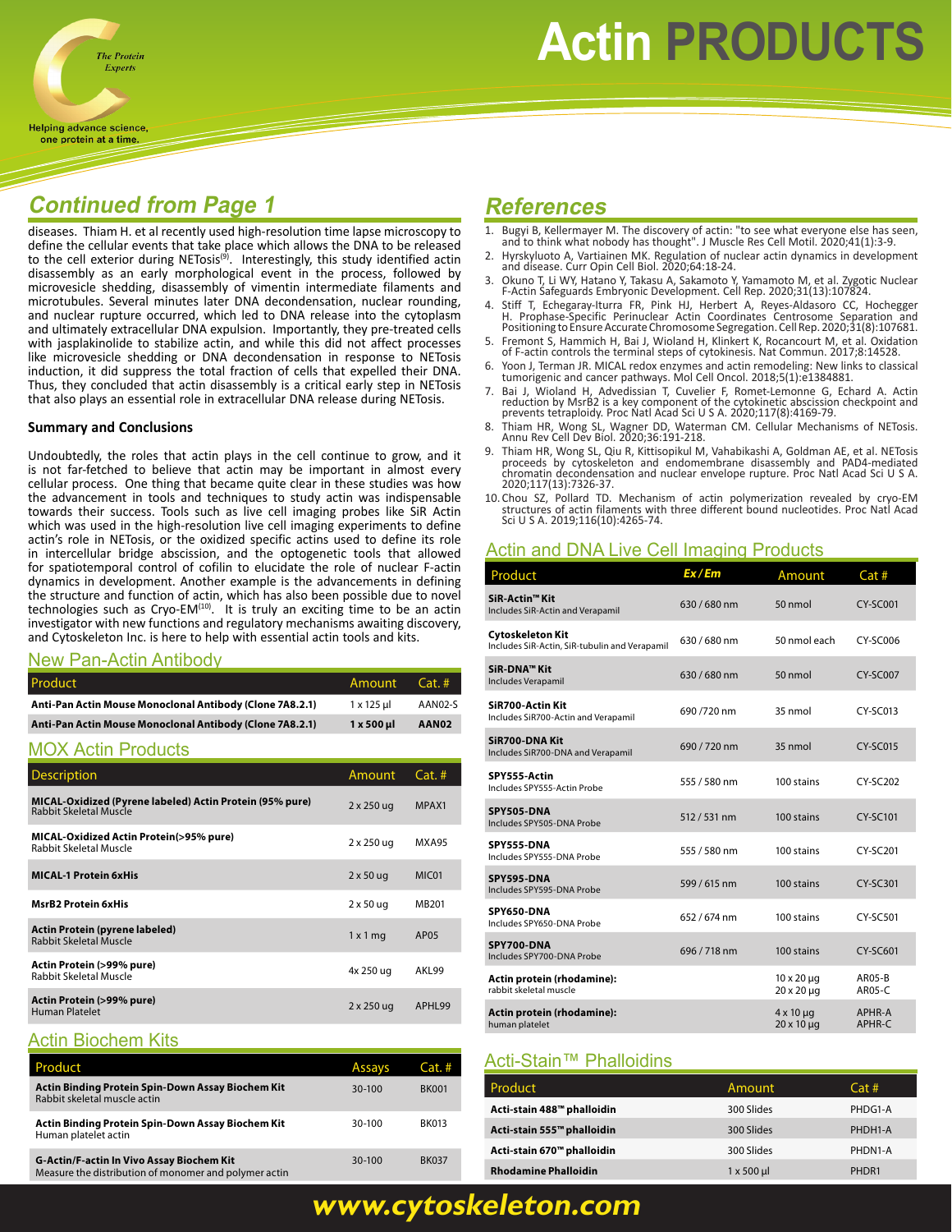# Actin PRODUCTS

The Protein Experts

Helping advance science, one protein at a time.

## Continued from Page 1

diseases. Thiam H. et al recently used high-resolution time lapse microscopy to define the cellular events that take place which allows the DNA to be released to the cell exterior during NETosis[9]. Interestingly, this study identified actin disassembly as an early morphological event in the process, followed by microvesicle shedding, disassembly of vimentin intermediate filaments and microtubules. Several minutes later DNA decondensation, nuclear rounding, and nuclear rupture occurred, which led to DNA release into the cytoplasm and ultimately extracellular DNA expulsion. Importantly, they pre-treated cells with jasplakinolide to stabilize actin, and while this did not affect processes like microvesicle shedding or DNA decondensation in response to NETosis induction, it did suppress the total fraction of cells that expelled their DNA. Thus, they concluded that actin disassembly is a critical early step in NETosis that also plays an essential role in extracellular DNA release during NETosis.

### Summary and Conclusions

Undoubtedly, the roles that actin plays in the cell continue to grow, and it is not far-fetched to believe that actin may be important in almost every cellular process. One thing that became quite clear in these studies was how the advancement in tools and techniques to study actin was indispensable towards their success. Tools such as live cell imaging probes like SiR Actin which was used in the high-resolution live cell imaging experiments to define actin's role in NETosis, or the oxidized specific actins used to define its role in intercellular bridge abscission, and the optogenetic tools that allowed for spatiotemporal control of cofilin to elucidate the role of nuclear F-actin dynamics in development. Another example is the advancements in defining the structure and function of actin, which has also been possible due to novel technologies such as Cryo-EM[10]. It is truly an exciting time to be an actin investigator with new functions and regulatory mechanisms awaiting discovery, and Cytoskeleton Inc. is here to help with essential actin tools and kits.

## New Pan-Actin Antibody

| Product | Amount | Cat. # |
|---|---|---|
| **Anti-Pan Actin Mouse Monoclonal Antibody (Clone 7A8.2.1)** | 1 x 125 µl | AAN02-S |
| **Anti-Pan Actin Mouse Monoclonal Antibody (Clone 7A8.2.1)** | **1 x 500 µl** | **AAN02** |

## MOX Actin Products

| Description | Amount | Cat. # |
|---|---|---|
| **MICAL-Oxidized (Pyrene labeled) Actin Protein (95% pure)** Rabbit Skeletal Muscle | 2 x 250 ug | MPAX1 |
| **MICAL-Oxidized Actin Protein(>95% pure)** Rabbit Skeletal Muscle | 2 x 250 ug | MXA95 |
| **MICAL-1 Protein 6xHis** | 2 x 50 ug | MIC01 |
| **MsrB2 Protein 6xHis** | 2 x 50 ug | MB201 |
| **Actin Protein (pyrene labeled)** Rabbit Skeletal Muscle | 1 x 1 mg | AP05 |
| **Actin Protein (>99% pure)** Rabbit Skeletal Muscle | 4x 250 ug | AKL99 |
| **Actin Protein (>99% pure)** Human Platelet | 2 x 250 ug | APHL99 |

## Actin Biochem Kits

| Product | Assays | Cat. # |
|---|---|---|
| **Actin Binding Protein Spin-Down Assay Biochem Kit** Rabbit skeletal muscle actin | 30-100 | BK001 |
| **Actin Binding Protein Spin-Down Assay Biochem Kit** Human platelet actin | 30-100 | BK013 |
| **G-Actin/F-actin In Vivo Assay Biochem Kit** Measure the distribution of monomer and polymer actin | 30-100 | BK037 |

## References

1. Bugyi B, Kellermayer M. The discovery of actin: "to see what everyone else has seen, and to think what nobody has thought". J Muscle Res Cell Motil. 2020;41(1):3-9.
2. Hyrskyluoto A, Vartiainen MK. Regulation of nuclear actin dynamics in development and disease. Curr Opin Cell Biol. 2020;64:18-24.
3. Okuno T, Li WY, Hatano Y, Takasu A, Sakamoto Y, Yamamoto M, et al. Zygotic Nuclear F-Actin Safeguards Embryonic Development. Cell Rep. 2020;31(13):107824.
4. Stiff T, Echegaray-Iturra FR, Pink HJ, Herbert A, Reyes-Aldasoro CC, Hochegger H. Prophase-Specific Perinuclear Actin Coordinates Centrosome Separation and Positioning to Ensure Accurate Chromosome Segregation. Cell Rep. 2020;31(8):107681.
5. Fremont S, Hammich H, Bai J, Wioland H, Klinkert K, Rocancourt M, et al. Oxidation of F-actin controls the terminal steps of cytokinesis. Nat Commun. 2017;8:14528.
6. Yoon J, Terman JR. MICAL redox enzymes and actin remodeling: New links to classical tumorigenic and cancer pathways. Mol Cell Oncol. 2018;5(1):e1384881.
7. Bai J, Wioland H, Advedissian T, Cuvelier F, Romet-Lemonne G, Echard A. Actin reduction by MsrB2 is a key component of the cytokinetic abscission checkpoint and prevents tetraploidy. Proc Natl Acad Sci U S A. 2020;117(8):4169-79.
8. Thiam HR, Wong SL, Wagner DD, Waterman CM. Cellular Mechanisms of NETosis. Annu Rev Cell Dev Biol. 2020;36:191-218.
9. Thiam HR, Wong SL, Qiu R, Kittisopikul M, Vahabikashi A, Goldman AE, et al. NETosis proceeds by cytoskeleton and endomembrane disassembly and PAD4-mediated chromatin decondensation and nuclear envelope rupture. Proc Natl Acad Sci U S A. 2020;117(13):7326-37.
10. Chou SZ, Pollard TD. Mechanism of actin polymerization revealed by cryo-EM structures of actin filaments with three different bound nucleotides. Proc Natl Acad Sci U S A. 2019;116(10):4265-74.

## Actin and DNA Live Cell Imaging Products

| Product | Ex / Em | Amount | Cat # |
|---|---|---|---|
| **SiR-Actin™ Kit** Includes SiR-Actin and Verapamil | 630 / 680 nm | 50 nmol | CY-SC001 |
| **Cytoskeleton Kit** Includes SiR-Actin, SiR-tubulin and Verapamil | 630 / 680 nm | 50 nmol each | CY-SC006 |
| **SiR-DNA™ Kit** Includes Verapamil | 630 / 680 nm | 50 nmol | CY-SC007 |
| **SiR700-Actin Kit** Includes SiR700-Actin and Verapamil | 690 /720 nm | 35 nmol | CY-SC013 |
| **SiR700-DNA Kit** Includes SiR700-DNA and Verapamil | 690 / 720 nm | 35 nmol | CY-SC015 |
| **SPY555-Actin** Includes SPY555-Actin Probe | 555 / 580 nm | 100 stains | CY-SC202 |
| **SPY505-DNA** Includes SPY505-DNA Probe | 512 / 531 nm | 100 stains | CY-SC101 |
| **SPY555-DNA** Includes SPY555-DNA Probe | 555 / 580 nm | 100 stains | CY-SC201 |
| **SPY595-DNA** Includes SPY595-DNA Probe | 599 / 615 nm | 100 stains | CY-SC301 |
| **SPY650-DNA** Includes SPY650-DNA Probe | 652 / 674 nm | 100 stains | CY-SC501 |
| **SPY700-DNA** Includes SPY700-DNA Probe | 696 / 718 nm | 100 stains | CY-SC601 |
| **Actin protein (rhodamine):** rabbit skeletal muscle | | 10 x 20 µg<br>20 x 20 µg | AR05-B<br>AR05-C |
| **Actin protein (rhodamine):** human platelet | | 4 x 10 µg<br>20 x 10 µg | APHR-A<br>APHR-C |

## Acti-Stain™ Phalloidins

| Product | Amount | Cat # |
|---|---|---|
| **Acti-stain 488™ phalloidin** | 300 Slides | PHDG1-A |
| **Acti-stain 555™ phalloidin** | 300 Slides | PHDH1-A |
| **Acti-stain 670™ phalloidin** | 300 Slides | PHDN1-A |
| **Rhodamine Phalloidin** | 1 x 500 µl | PHDR1 |

**www.cytoskeleton.com**